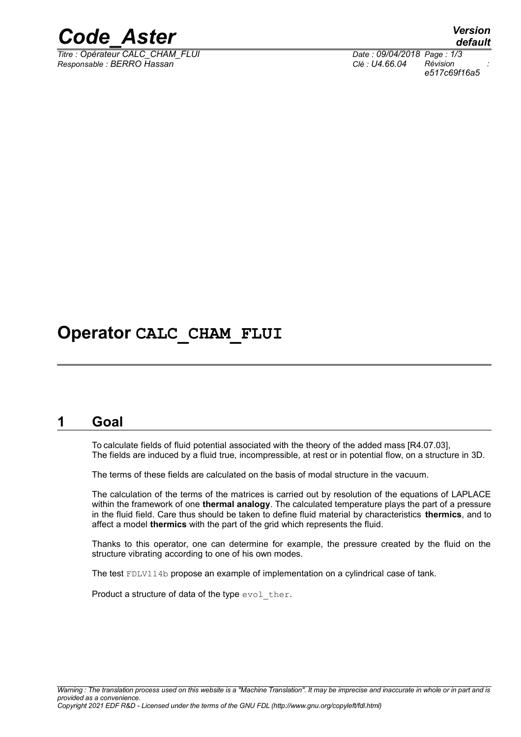# Operator **CALC_CHAM_FLUI**

## 1 Goal

To calculate fields of fluid potential associated with the theory of the added mass [R4.07.03], The fields are induced by a fluid true, incompressible, at rest or in potential flow, on a structure in 3D.

The terms of these fields are calculated on the basis of modal structure in the vacuum.

The calculation of the terms of the matrices is carried out by resolution of the equations of LAPLACE within the framework of one **thermal analogy**. The calculated temperature plays the part of a pressure in the fluid field. Care thus should be taken to define fluid material by characteristics **thermics**, and to affect a model **thermics** with the part of the grid which represents the fluid.

Thanks to this operator, one can determine for example, the pressure created by the fluid on the structure vibrating according to one of his own modes.

The test FDLV114b propose an example of implementation on a cylindrical case of tank.

Product a structure of data of the type evol_ther.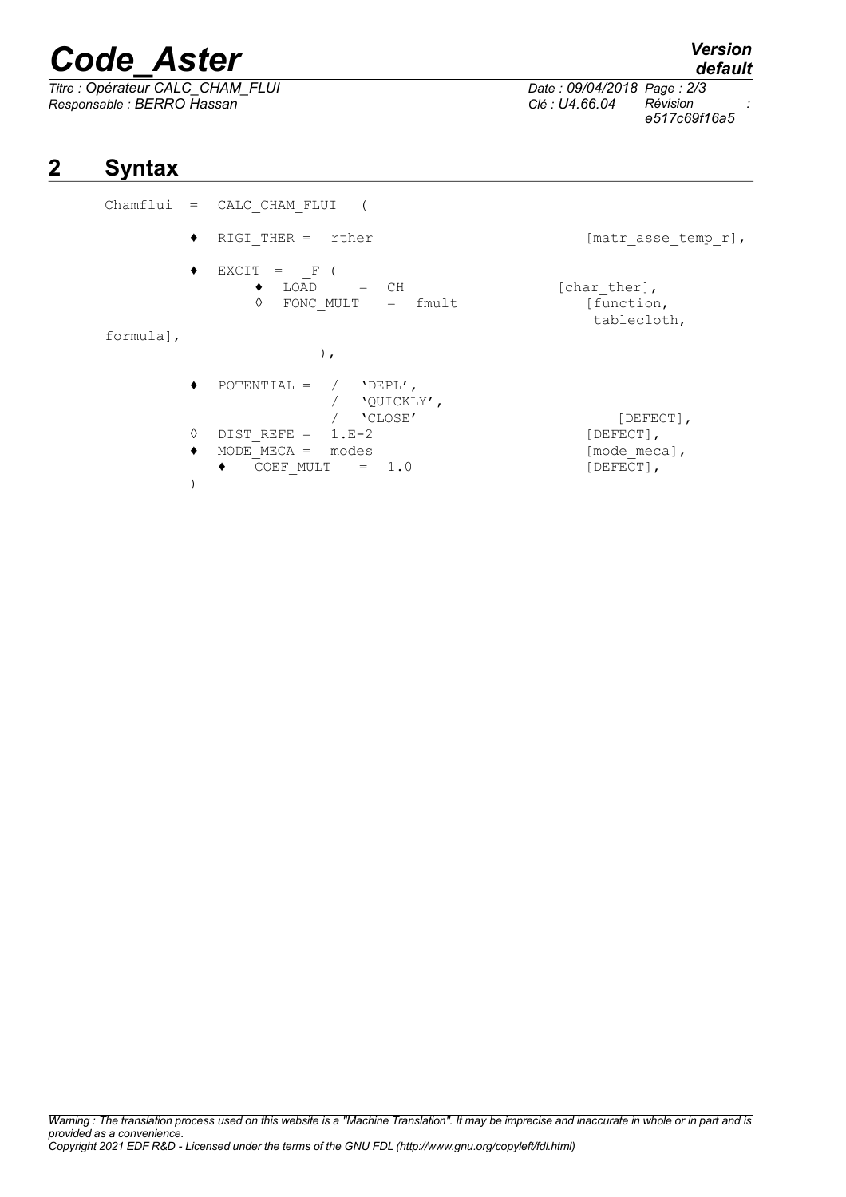## 2 Syntax

```
Chamflui  =  CALC_CHAM_FLUI   (

        ♦  RIGI_THER =  rther                        [matr_asse_temp_r],

        ♦  EXCIT  =  _F (
              ♦  LOAD      =  CH                  [char_ther],
              ◊  FONC_MULT   =  fmult                 [function,
                                                       tablecloth,
formula],
                        ),

        ♦  POTENTIAL =  /  'DEPL',
                        /  'QUICKLY',
                        /  'CLOSE'                        [DEFECT],
        ◊  DIST_REFE =  1.E-2                       [DEFECT],
        ♦  MODE_MECA =  modes                       [mode_meca],
           ♦   COEF_MULT   =  1.0                   [DEFECT],
        )
```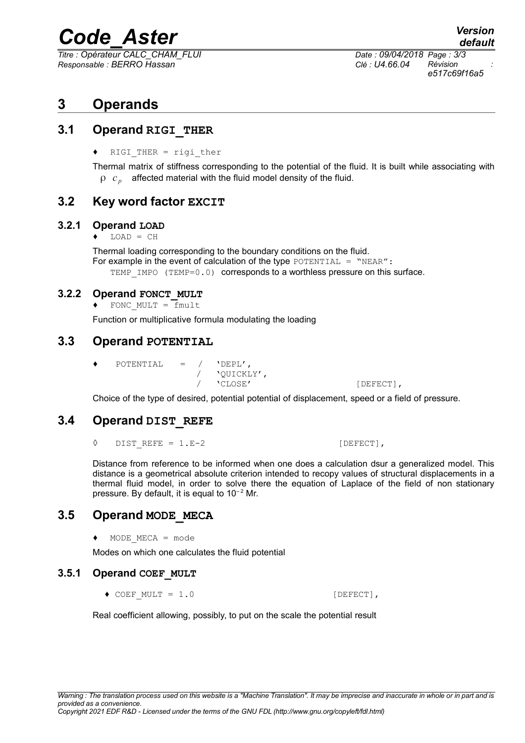# 3 Operands

## 3.1 Operand RIGI_THER

♦ RIGI_THER = rigi_ther

Thermal matrix of stiffness corresponding to the potential of the fluid. It is built while associating with $\rho \ c_p$ affected material with the fluid model density of the fluid.

## 3.2 Key word factor EXCIT

### 3.2.1 Operand LOAD

♦ LOAD = CH

Thermal loading corresponding to the boundary conditions on the fluid.
For example in the event of calculation of the type POTENTIAL = "NEAR":
TEMP_IMPO (TEMP=0.0) corresponds to a worthless pressure on this surface.

### 3.2.2 Operand FONCT_MULT

♦ FONC_MULT = fmult

Function or multiplicative formula modulating the loading

## 3.3 Operand POTENTIAL

```
♦   POTENTIAL   =  /  'DEPL',
                   /  'QUICKLY',
                   /  'CLOSE'                    [DEFECT],
```

Choice of the type of desired, potential potential of displacement, speed or a field of pressure.

## 3.4 Operand DIST_REFE

```
◊   DIST_REFE = 1.E-2                            [DEFECT],
```

Distance from reference to be informed when one does a calculation dsur a generalized model. This distance is a geometrical absolute criterion intended to recopy values of structural displacements in a thermal fluid model, in order to solve there the equation of Laplace of the field of non stationary pressure. By default, it is equal to $10^{-2}$ Mr.

## 3.5 Operand MODE_MECA

♦ MODE_MECA = mode

Modes on which one calculates the fluid potential

### 3.5.1 Operand COEF_MULT

```
♦ COEF_MULT = 1.0                                [DEFECT],
```

Real coefficient allowing, possibly, to put on the scale the potential result